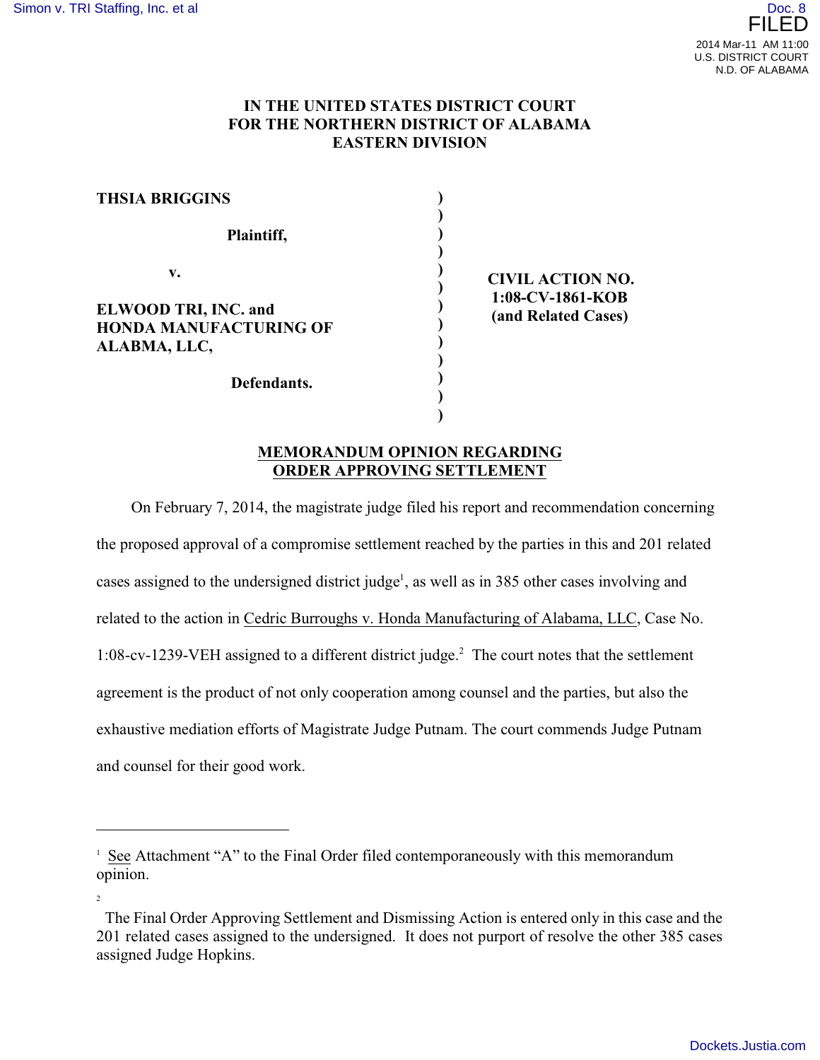# IN THE UNITED STATES DISTRICT COURT FOR THE NORTHERN DISTRICT OF ALABAMA EASTERN DIVISION

**THSIA BRIGGINS**

**Plaintiff,**

**v.**

**ELWOOD TRI, INC. and HONDA MANUFACTURING OF ALABMA, LLC,**

**Defendants.**

**CIVIL ACTION NO. 1:08-CV-1861-KOB (and Related Cases)**

## MEMORANDUM OPINION REGARDING ORDER APPROVING SETTLEMENT

On February 7, 2014, the magistrate judge filed his report and recommendation concerning the proposed approval of a compromise settlement reached by the parties in this and 201 related cases assigned to the undersigned district judge[1], as well as in 385 other cases involving and related to the action in Cedric Burroughs v. Honda Manufacturing of Alabama, LLC, Case No. 1:08-cv-1239-VEH assigned to a different district judge.[2] The court notes that the settlement agreement is the product of not only cooperation among counsel and the parties, but also the exhaustive mediation efforts of Magistrate Judge Putnam. The court commends Judge Putnam and counsel for their good work.

---

[1] See Attachment "A" to the Final Order filed contemporaneously with this memorandum opinion.

[2] The Final Order Approving Settlement and Dismissing Action is entered only in this case and the 201 related cases assigned to the undersigned. It does not purport of resolve the other 385 cases assigned Judge Hopkins.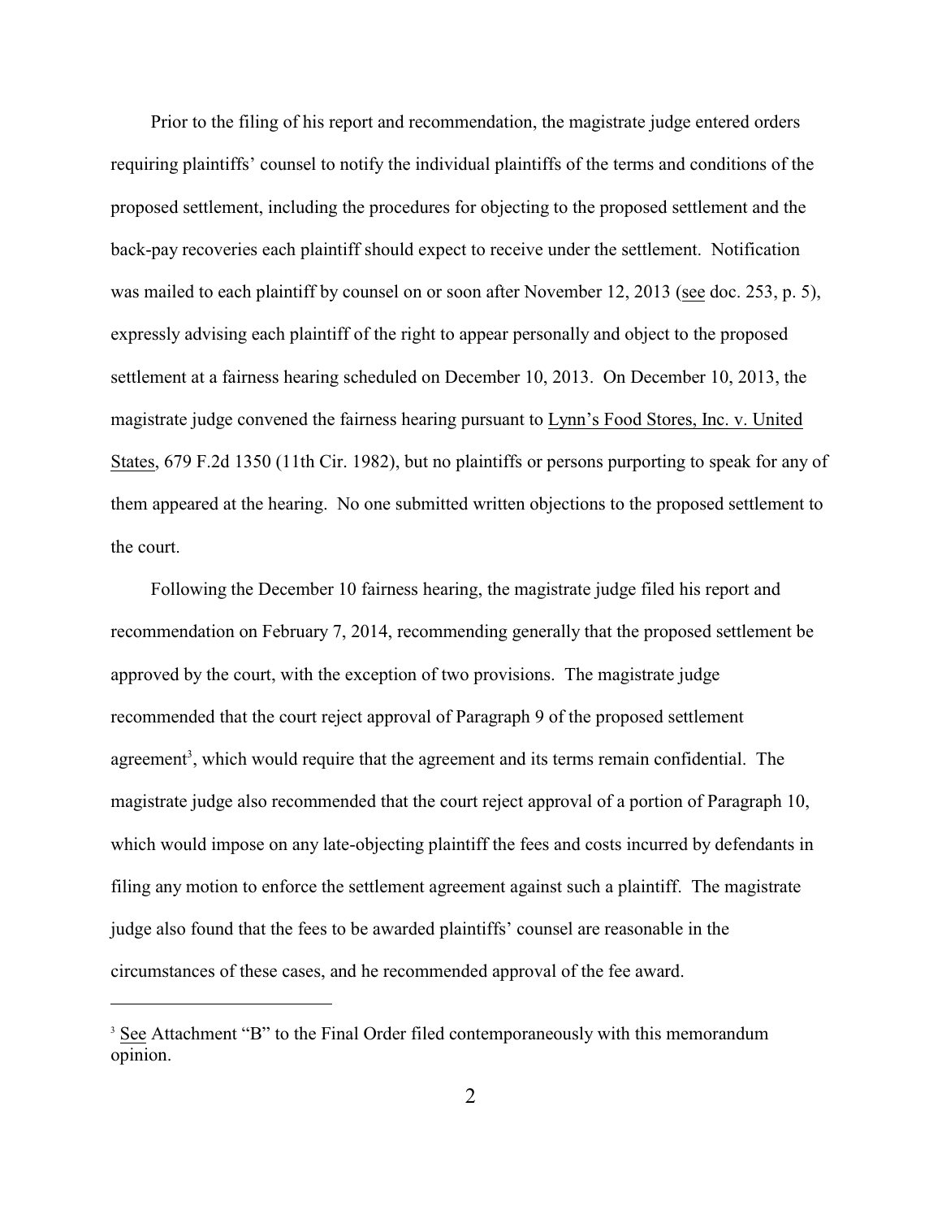Prior to the filing of his report and recommendation, the magistrate judge entered orders requiring plaintiffs' counsel to notify the individual plaintiffs of the terms and conditions of the proposed settlement, including the procedures for objecting to the proposed settlement and the back-pay recoveries each plaintiff should expect to receive under the settlement. Notification was mailed to each plaintiff by counsel on or soon after November 12, 2013 (see doc. 253, p. 5), expressly advising each plaintiff of the right to appear personally and object to the proposed settlement at a fairness hearing scheduled on December 10, 2013. On December 10, 2013, the magistrate judge convened the fairness hearing pursuant to Lynn's Food Stores, Inc. v. United States, 679 F.2d 1350 (11th Cir. 1982), but no plaintiffs or persons purporting to speak for any of them appeared at the hearing. No one submitted written objections to the proposed settlement to the court.

Following the December 10 fairness hearing, the magistrate judge filed his report and recommendation on February 7, 2014, recommending generally that the proposed settlement be approved by the court, with the exception of two provisions. The magistrate judge recommended that the court reject approval of Paragraph 9 of the proposed settlement agreement[3], which would require that the agreement and its terms remain confidential. The magistrate judge also recommended that the court reject approval of a portion of Paragraph 10, which would impose on any late-objecting plaintiff the fees and costs incurred by defendants in filing any motion to enforce the settlement agreement against such a plaintiff. The magistrate judge also found that the fees to be awarded plaintiffs' counsel are reasonable in the circumstances of these cases, and he recommended approval of the fee award.

---

[3] See Attachment "B" to the Final Order filed contemporaneously with this memorandum opinion.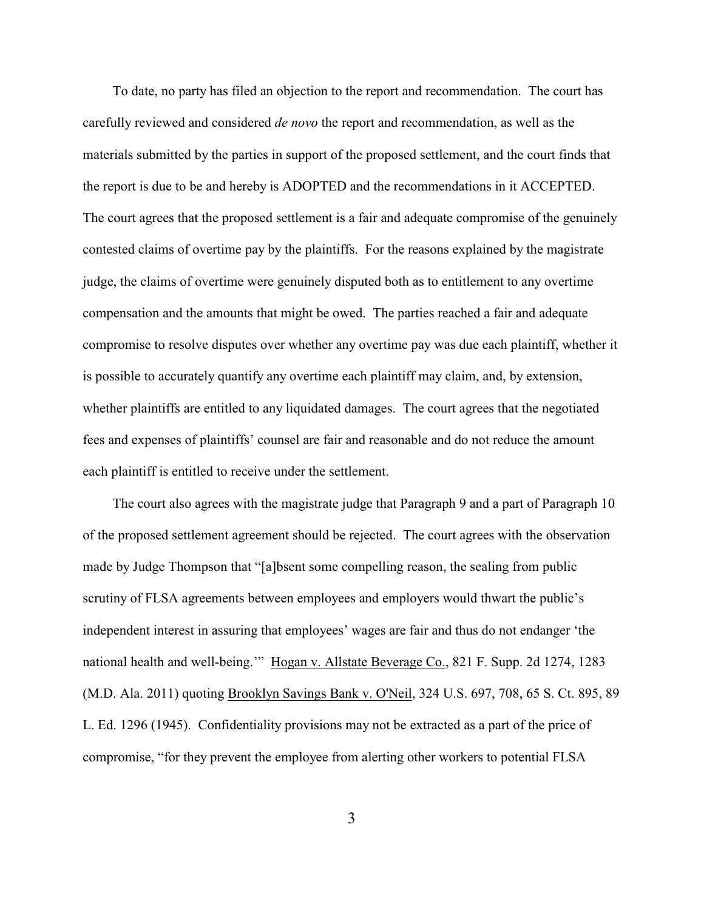To date, no party has filed an objection to the report and recommendation. The court has carefully reviewed and considered *de novo* the report and recommendation, as well as the materials submitted by the parties in support of the proposed settlement, and the court finds that the report is due to be and hereby is ADOPTED and the recommendations in it ACCEPTED. The court agrees that the proposed settlement is a fair and adequate compromise of the genuinely contested claims of overtime pay by the plaintiffs. For the reasons explained by the magistrate judge, the claims of overtime were genuinely disputed both as to entitlement to any overtime compensation and the amounts that might be owed. The parties reached a fair and adequate compromise to resolve disputes over whether any overtime pay was due each plaintiff, whether it is possible to accurately quantify any overtime each plaintiff may claim, and, by extension, whether plaintiffs are entitled to any liquidated damages. The court agrees that the negotiated fees and expenses of plaintiffs' counsel are fair and reasonable and do not reduce the amount each plaintiff is entitled to receive under the settlement.

The court also agrees with the magistrate judge that Paragraph 9 and a part of Paragraph 10 of the proposed settlement agreement should be rejected. The court agrees with the observation made by Judge Thompson that "[a]bsent some compelling reason, the sealing from public scrutiny of FLSA agreements between employees and employers would thwart the public's independent interest in assuring that employees' wages are fair and thus do not endanger 'the national health and well-being.'" Hogan v. Allstate Beverage Co., 821 F. Supp. 2d 1274, 1283 (M.D. Ala. 2011) quoting Brooklyn Savings Bank v. O'Neil, 324 U.S. 697, 708, 65 S. Ct. 895, 89 L. Ed. 1296 (1945). Confidentiality provisions may not be extracted as a part of the price of compromise, "for they prevent the employee from alerting other workers to potential FLSA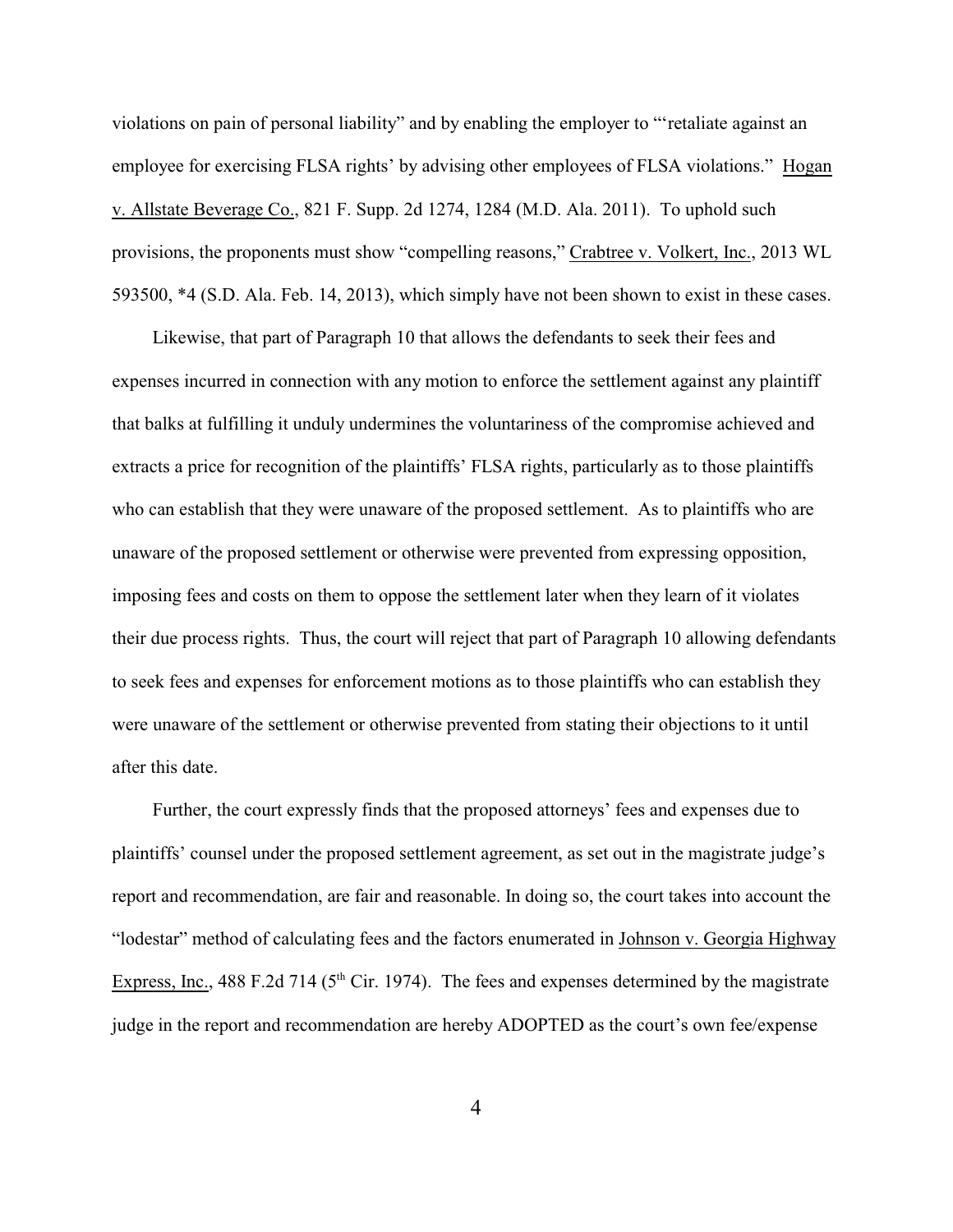violations on pain of personal liability" and by enabling the employer to "'retaliate against an employee for exercising FLSA rights' by advising other employees of FLSA violations." Hogan v. Allstate Beverage Co., 821 F. Supp. 2d 1274, 1284 (M.D. Ala. 2011). To uphold such provisions, the proponents must show "compelling reasons," Crabtree v. Volkert, Inc., 2013 WL 593500, *4 (S.D. Ala. Feb. 14, 2013), which simply have not been shown to exist in these cases.

Likewise, that part of Paragraph 10 that allows the defendants to seek their fees and expenses incurred in connection with any motion to enforce the settlement against any plaintiff that balks at fulfilling it unduly undermines the voluntariness of the compromise achieved and extracts a price for recognition of the plaintiffs' FLSA rights, particularly as to those plaintiffs who can establish that they were unaware of the proposed settlement. As to plaintiffs who are unaware of the proposed settlement or otherwise were prevented from expressing opposition, imposing fees and costs on them to oppose the settlement later when they learn of it violates their due process rights. Thus, the court will reject that part of Paragraph 10 allowing defendants to seek fees and expenses for enforcement motions as to those plaintiffs who can establish they were unaware of the settlement or otherwise prevented from stating their objections to it until after this date.

Further, the court expressly finds that the proposed attorneys' fees and expenses due to plaintiffs' counsel under the proposed settlement agreement, as set out in the magistrate judge's report and recommendation, are fair and reasonable. In doing so, the court takes into account the "lodestar" method of calculating fees and the factors enumerated in Johnson v. Georgia Highway Express, Inc., 488 F.2d 714 (5th Cir. 1974). The fees and expenses determined by the magistrate judge in the report and recommendation are hereby ADOPTED as the court's own fee/expense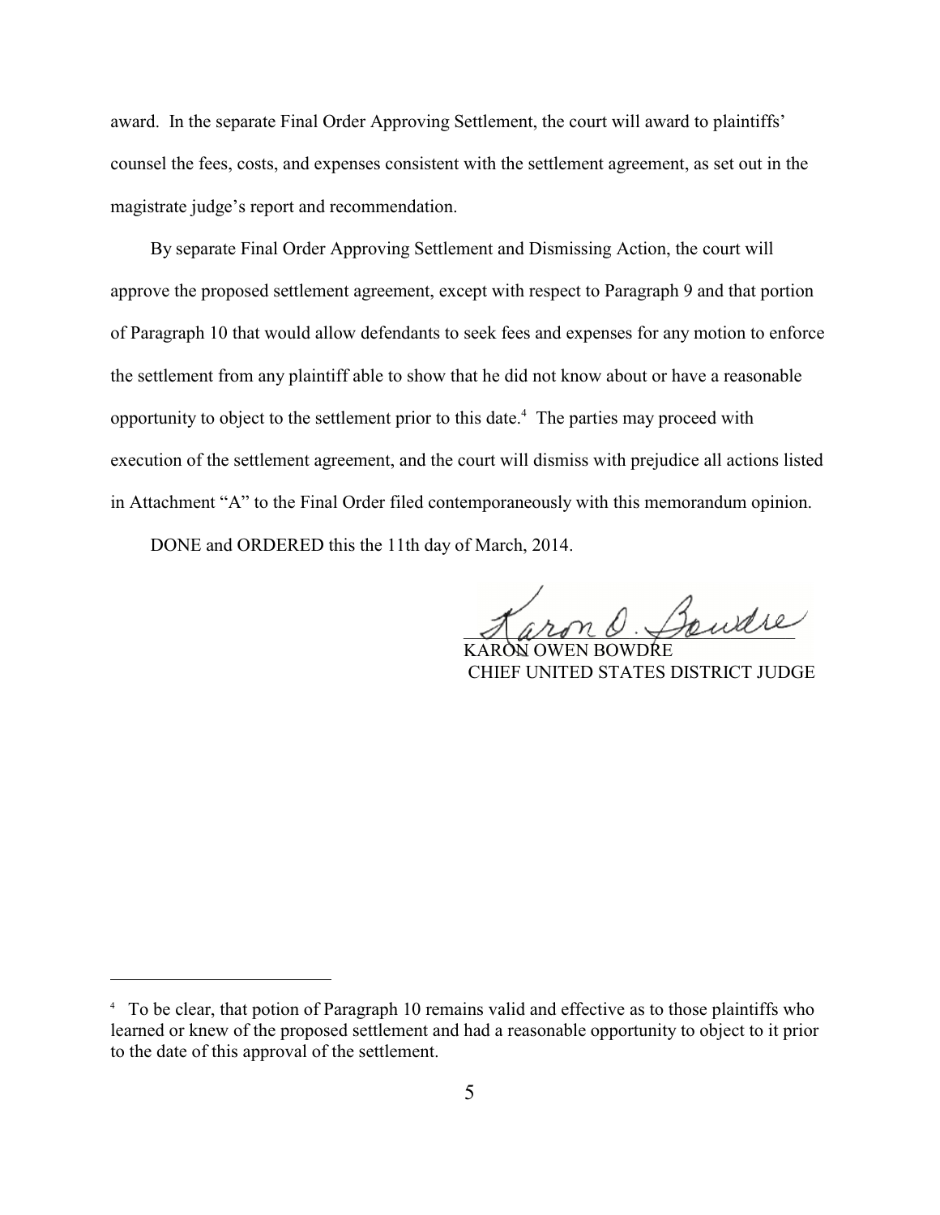award. In the separate Final Order Approving Settlement, the court will award to plaintiffs' counsel the fees, costs, and expenses consistent with the settlement agreement, as set out in the magistrate judge's report and recommendation.

By separate Final Order Approving Settlement and Dismissing Action, the court will approve the proposed settlement agreement, except with respect to Paragraph 9 and that portion of Paragraph 10 that would allow defendants to seek fees and expenses for any motion to enforce the settlement from any plaintiff able to show that he did not know about or have a reasonable opportunity to object to the settlement prior to this date.[4] The parties may proceed with execution of the settlement agreement, and the court will dismiss with prejudice all actions listed in Attachment "A" to the Final Order filed contemporaneously with this memorandum opinion.

DONE and ORDERED this the 11th day of March, 2014.

KARON OWEN BOWDRE
CHIEF UNITED STATES DISTRICT JUDGE

---

[4] To be clear, that potion of Paragraph 10 remains valid and effective as to those plaintiffs who learned or knew of the proposed settlement and had a reasonable opportunity to object to it prior to the date of this approval of the settlement.